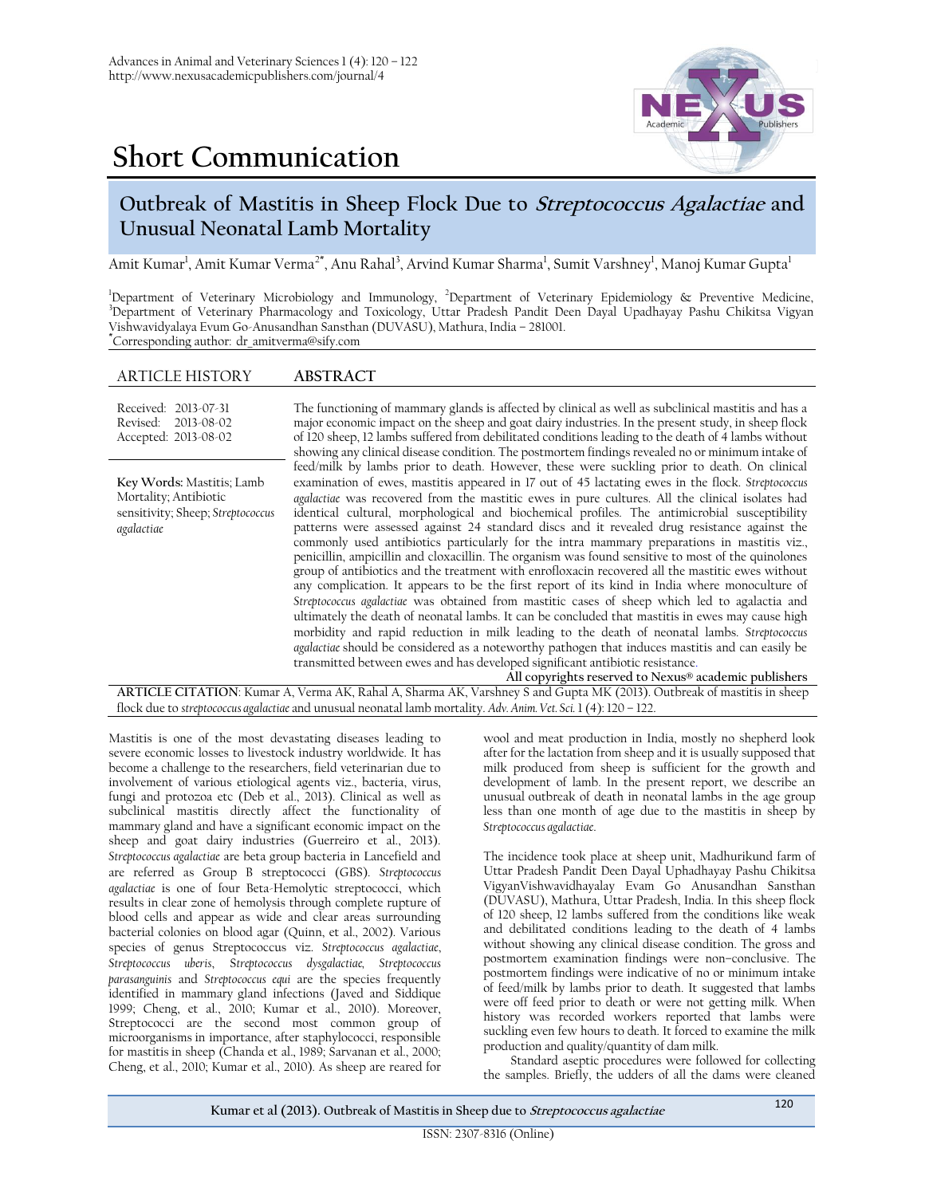## Short Communication

# Outbreak of Mastitis in Sheep Flock Due to *Streptococcus Agalactiae* and Unusual Neonatal Lamb Mortality

Amit Kumar[1], Amit Kumar Verma[2*], Anu Rahal[3], Arvind Kumar Sharma[1], Sumit Varshney[1], Manoj Kumar Gupta[1]

[1]Department of Veterinary Microbiology and Immunology, [2]Department of Veterinary Epidemiology & Preventive Medicine, [3]Department of Veterinary Pharmacology and Toxicology, Uttar Pradesh Pandit Deen Dayal Upadhayay Pashu Chikitsa Vigyan Vishwavidyalaya Evum Go-Anusandhan Sansthan (DUVASU), Mathura, India – 281001.
[*]Corresponding author: dr_amitverma@sify.com

**ARTICLE HISTORY**

Received: 2013-07-31
Revised: 2013-08-02
Accepted: 2013-08-02

**Key Words:** Mastitis; Lamb Mortality; Antibiotic sensitivity; Sheep; *Streptococcus agalactiae*

**ABSTRACT**

The functioning of mammary glands is affected by clinical as well as subclinical mastitis and has a major economic impact on the sheep and goat dairy industries. In the present study, in sheep flock of 120 sheep, 12 lambs suffered from debilitated conditions leading to the death of 4 lambs without showing any clinical disease condition. The postmortem findings revealed no or minimum intake of feed/milk by lambs prior to death. However, these were suckling prior to death. On clinical examination of ewes, mastitis appeared in 17 out of 45 lactating ewes in the flock. *Streptococcus agalactiae* was recovered from the mastitic ewes in pure cultures. All the clinical isolates had identical cultural, morphological and biochemical profiles. The antimicrobial susceptibility patterns were assessed against 24 standard discs and it revealed drug resistance against the commonly used antibiotics particularly for the intra mammary preparations in mastitis viz., penicillin, ampicillin and cloxacillin. The organism was found sensitive to most of the quinolones group of antibiotics and the treatment with enrofloxacin recovered all the mastitic ewes without any complication. It appears to be the first report of its kind in India where monoculture of *Streptococcus agalactiae* was obtained from mastitic cases of sheep which led to agalactia and ultimately the death of neonatal lambs. It can be concluded that mastitis in ewes may cause high morbidity and rapid reduction in milk leading to the death of neonatal lambs. *Streptococcus agalactiae* should be considered as a noteworthy pathogen that induces mastitis and can easily be transmitted between ewes and has developed significant antibiotic resistance.

All copyrights reserved to Nexus® academic publishers

**ARTICLE CITATION**: Kumar A, Verma AK, Rahal A, Sharma AK, Varshney S and Gupta MK (2013). Outbreak of mastitis in sheep flock due to *streptococcus agalactiae* and unusual neonatal lamb mortality. *Adv. Anim. Vet. Sci.* 1 (4): 120 – 122.

Mastitis is one of the most devastating diseases leading to severe economic losses to livestock industry worldwide. It has become a challenge to the researchers, field veterinarian due to involvement of various etiological agents viz., bacteria, virus, fungi and protozoa etc (Deb et al., 2013). Clinical as well as subclinical mastitis directly affect the functionality of mammary gland and have a significant economic impact on the sheep and goat dairy industries (Guerreiro et al., 2013). *Streptococcus agalactiae* are beta group bacteria in Lancefield and are referred as Group B streptococci (GBS). *Streptococcus agalactiae* is one of four Beta-Hemolytic streptococci, which results in clear zone of hemolysis through complete rupture of blood cells and appear as wide and clear areas surrounding bacterial colonies on blood agar (Quinn, et al., 2002). Various species of genus Streptococcus viz. *Streptococcus agalactiae*, *Streptococcus uberis*, *Streptococcus dysgalactiae*, *Streptococcus parasanguinis* and *Streptococcus equi* are the species frequently identified in mammary gland infections (Javed and Siddique 1999; Cheng, et al., 2010; Kumar et al., 2010). Moreover, Streptococci are the second most common group of microorganisms in importance, after staphylococci, responsible for mastitis in sheep (Chanda et al., 1989; Sarvanan et al., 2000; Cheng, et al., 2010; Kumar et al., 2010). As sheep are reared for wool and meat production in India, mostly no shepherd look after for the lactation from sheep and it is usually supposed that milk produced from sheep is sufficient for the growth and development of lamb. In the present report, we describe an unusual outbreak of death in neonatal lambs in the age group less than one month of age due to the mastitis in sheep by *Streptococcus agalactiae*.

The incidence took place at sheep unit, Madhurikund farm of Uttar Pradesh Pandit Deen Dayal Uphadhayay Pashu Chikitsa VigyanVishwavidhayalay Evam Go Anusandhan Sansthan (DUVASU), Mathura, Uttar Pradesh, India. In this sheep flock of 120 sheep, 12 lambs suffered from the conditions like weak and debilitated conditions leading to the death of 4 lambs without showing any clinical disease condition. The gross and postmortem examination findings were non–conclusive. The postmortem findings were indicative of no or minimum intake of feed/milk by lambs prior to death. It suggested that lambs were off feed prior to death or were not getting milk. When history was recorded workers reported that lambs were suckling even few hours to death. It forced to examine the milk production and quality/quantity of dam milk.

Standard aseptic procedures were followed for collecting the samples. Briefly, the udders of all the dams were cleaned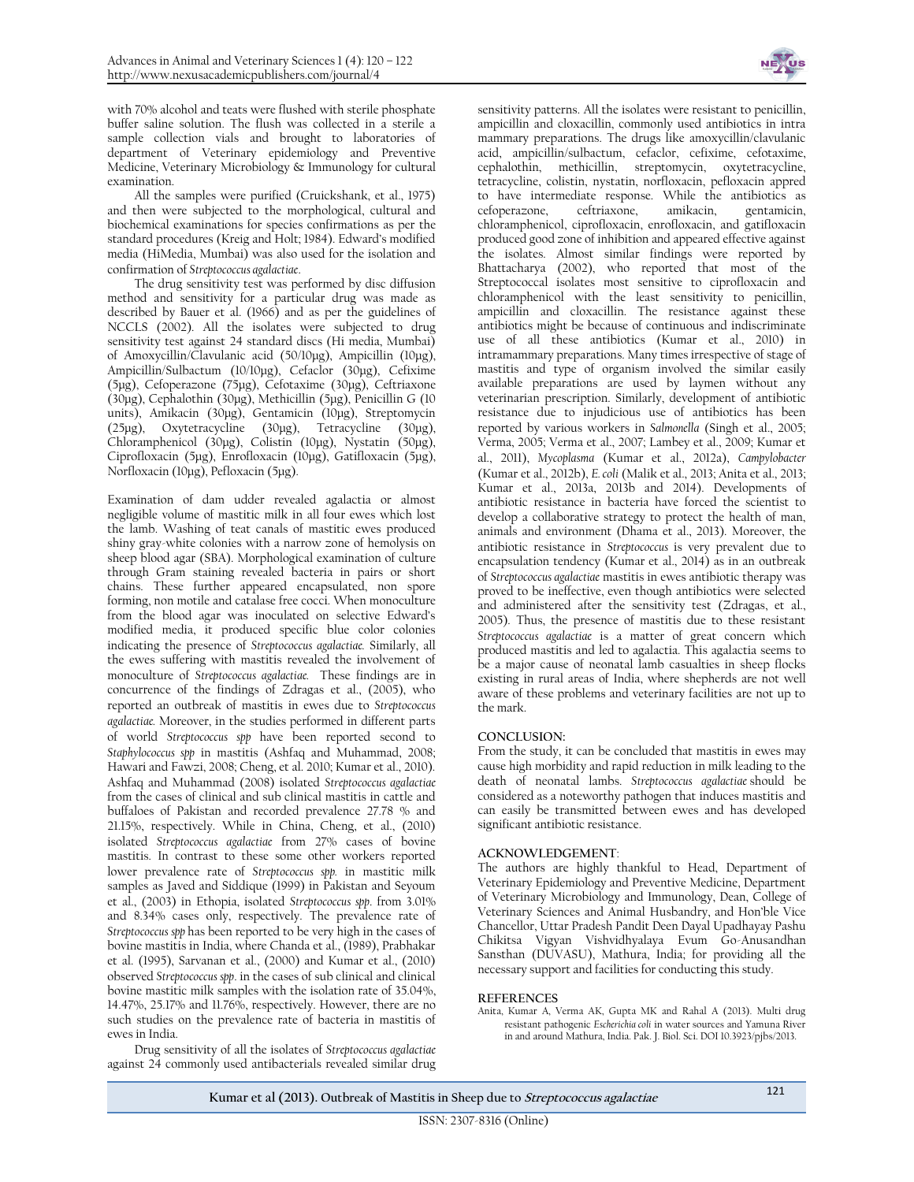with 70% alcohol and teats were flushed with sterile phosphate buffer saline solution. The flush was collected in a sterile a sample collection vials and brought to laboratories of department of Veterinary epidemiology and Preventive Medicine, Veterinary Microbiology & Immunology for cultural examination.

All the samples were purified (Cruickshank, et al., 1975) and then were subjected to the morphological, cultural and biochemical examinations for species confirmations as per the standard procedures (Kreig and Holt; 1984). Edward's modified media (HiMedia, Mumbai) was also used for the isolation and confirmation of *Streptococcus agalactiae*.

The drug sensitivity test was performed by disc diffusion method and sensitivity for a particular drug was made as described by Bauer et al. (1966) and as per the guidelines of NCCLS (2002). All the isolates were subjected to drug sensitivity test against 24 standard discs (Hi media, Mumbai) of Amoxycillin/Clavulanic acid (50/10µg), Ampicillin (10µg), Ampicillin/Sulbactum (10/10µg), Cefaclor (30µg), Cefixime (5µg), Cefoperazone (75µg), Cefotaxime (30µg), Ceftriaxone (30µg), Cephalothin (30µg), Methicillin (5µg), Penicillin G (10 units), Amikacin (30µg), Gentamicin (10µg), Streptomycin (25µg), Oxytetracycline (30µg), Tetracycline (30µg), Chloramphenicol (30µg), Colistin (10µg), Nystatin (50µg), Ciprofloxacin (5µg), Enrofloxacin (10µg), Gatifloxacin (5µg), Norfloxacin (10µg), Pefloxacin (5µg).

Examination of dam udder revealed agalactia or almost negligible volume of mastitic milk in all four ewes which lost the lamb. Washing of teat canals of mastitic ewes produced shiny gray-white colonies with a narrow zone of hemolysis on sheep blood agar (SBA). Morphological examination of culture through Gram staining revealed bacteria in pairs or short chains. These further appeared encapsulated, non spore forming, non motile and catalase free cocci. When monoculture from the blood agar was inoculated on selective Edward's modified media, it produced specific blue color colonies indicating the presence of *Streptococcus agalactiae.* Similarly, all the ewes suffering with mastitis revealed the involvement of monoculture of *Streptococcus agalactiae.* These findings are in concurrence of the findings of Zdragas et al., (2005), who reported an outbreak of mastitis in ewes due to *Streptococcus agalactiae.* Moreover, in the studies performed in different parts of world *Streptococcus spp* have been reported second to *Staphylococcus spp* in mastitis (Ashfaq and Muhammad, 2008; Hawari and Fawzi, 2008; Cheng, et al. 2010; Kumar et al., 2010). Ashfaq and Muhammad (2008) isolated *Streptococcus agalactiae* from the cases of clinical and sub clinical mastitis in cattle and buffaloes of Pakistan and recorded prevalence 27.78 % and 21.15%, respectively. While in China, Cheng, et al., (2010) isolated *Streptococcus agalactiae* from 27% cases of bovine mastitis. In contrast to these some other workers reported lower prevalence rate of *Streptococcus spp.* in mastitic milk samples as Javed and Siddique (1999) in Pakistan and Seyoum et al., (2003) in Ethopia, isolated *Streptococcus spp*. from 3.01% and 8.34% cases only, respectively. The prevalence rate of *Streptococcus spp* has been reported to be very high in the cases of bovine mastitis in India, where Chanda et al., (1989), Prabhakar et al. (1995), Sarvanan et al., (2000) and Kumar et al., (2010) observed *Streptococcus spp*. in the cases of sub clinical and clinical bovine mastitic milk samples with the isolation rate of 35.04%, 14.47%, 25.17% and 11.76%, respectively. However, there are no such studies on the prevalence rate of bacteria in mastitis of ewes in India.

Drug sensitivity of all the isolates of *Streptococcus agalactiae* against 24 commonly used antibacterials revealed similar drug sensitivity patterns. All the isolates were resistant to penicillin, ampicillin and cloxacillin, commonly used antibiotics in intra mammary preparations. The drugs like amoxycillin/clavulanic acid, ampicillin/sulbactum, cefaclor, cefixime, cefotaxime, cephalothin, methicillin, streptomycin, oxytetracycline, tetracycline, colistin, nystatin, norfloxacin, pefloxacin appred to have intermediate response. While the antibiotics as cefoperazone, ceftriaxone, amikacin, gentamicin, chloramphenicol, ciprofloxacin, enrofloxacin, and gatifloxacin produced good zone of inhibition and appeared effective against the isolates. Almost similar findings were reported by Bhattacharya (2002), who reported that most of the Streptococcal isolates most sensitive to ciprofloxacin and chloramphenicol with the least sensitivity to penicillin, ampicillin and cloxacillin. The resistance against these antibiotics might be because of continuous and indiscriminate use of all these antibiotics (Kumar et al., 2010) in intramammary preparations. Many times irrespective of stage of mastitis and type of organism involved the similar easily available preparations are used by laymen without any veterinarian prescription. Similarly, development of antibiotic resistance due to injudicious use of antibiotics has been reported by various workers in *Salmonella* (Singh et al., 2005; Verma, 2005; Verma et al., 2007; Lambey et al., 2009; Kumar et al., 2011), *Mycoplasma* (Kumar et al., 2012a), *Campylobacter* (Kumar et al., 2012b), *E. coli* (Malik et al., 2013; Anita et al., 2013; Kumar et al., 2013a, 2013b and 2014). Developments of antibiotic resistance in bacteria have forced the scientist to develop a collaborative strategy to protect the health of man, animals and environment (Dhama et al., 2013). Moreover, the antibiotic resistance in *Streptococcus* is very prevalent due to encapsulation tendency (Kumar et al., 2014) as in an outbreak of *Streptococcus agalactiae* mastitis in ewes antibiotic therapy was proved to be ineffective, even though antibiotics were selected and administered after the sensitivity test (Zdragas, et al., 2005). Thus, the presence of mastitis due to these resistant *Streptococcus agalactiae* is a matter of great concern which produced mastitis and led to agalactia. This agalactia seems to be a major cause of neonatal lamb casualties in sheep flocks existing in rural areas of India, where shepherds are not well aware of these problems and veterinary facilities are not up to the mark.

## CONCLUSION:

From the study, it can be concluded that mastitis in ewes may cause high morbidity and rapid reduction in milk leading to the death of neonatal lambs. *Streptococcus agalactiae* should be considered as a noteworthy pathogen that induces mastitis and can easily be transmitted between ewes and has developed significant antibiotic resistance.

## ACKNOWLEDGEMENT:

The authors are highly thankful to Head, Department of Veterinary Epidemiology and Preventive Medicine, Department of Veterinary Microbiology and Immunology, Dean, College of Veterinary Sciences and Animal Husbandry, and Hon'ble Vice Chancellor, Uttar Pradesh Pandit Deen Dayal Upadhayay Pashu Chikitsa Vigyan Vishvidhyalaya Evum Go-Anusandhan Sansthan (DUVASU), Mathura, India; for providing all the necessary support and facilities for conducting this study.

## REFERENCES

Anita, Kumar A, Verma AK, Gupta MK and Rahal A (2013). Multi drug resistant pathogenic *Escherichia coli* in water sources and Yamuna River in and around Mathura, India. Pak. J. Biol. Sci. DOI 10.3923/pjbs/2013.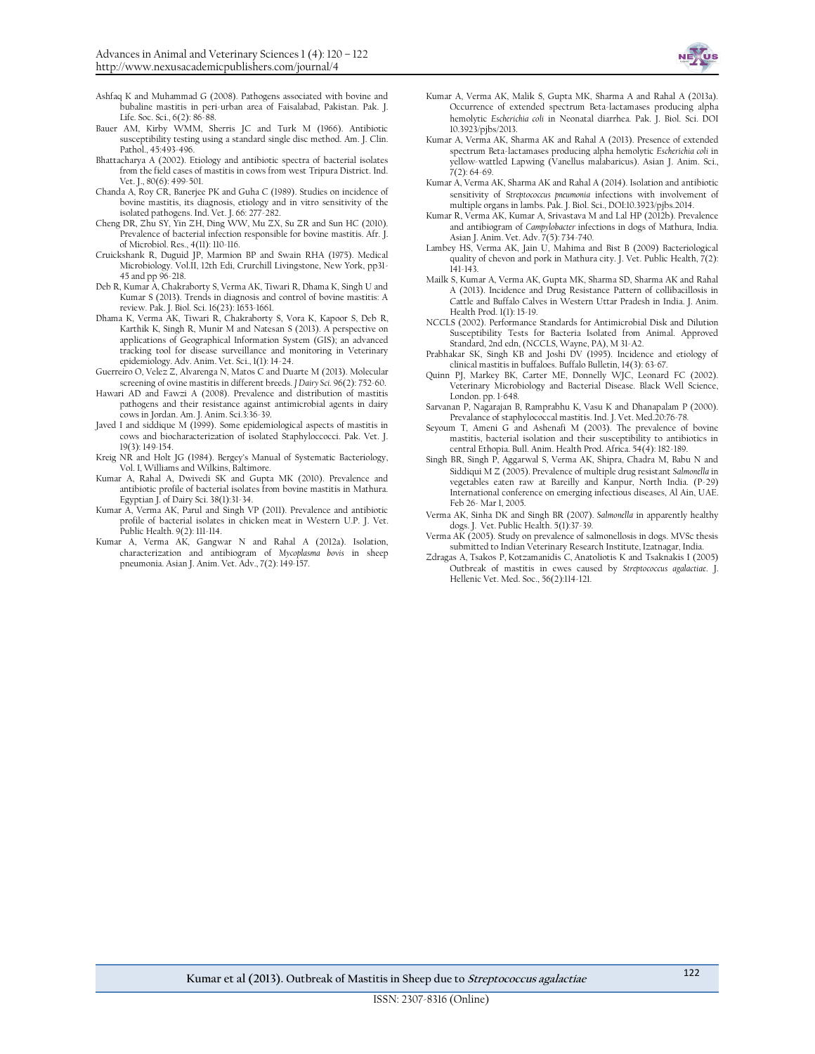Ashfaq K and Muhammad G (2008). Pathogens associated with bovine and bubaline mastitis in peri-urban area of Faisalabad, Pakistan. Pak. J. Life. Soc. Sci., 6(2): 86-88.

Bauer AM, Kirby WMM, Sherris JC and Turk M (1966). Antibiotic susceptibility testing using a standard single disc method. Am. J. Clin. Pathol., 45:493-496.

Bhattacharya A (2002). Etiology and antibiotic spectra of bacterial isolates from the field cases of mastitis in cows from west Tripura District. Ind. Vet. J., 80(6): 499-501.

Chanda A, Roy CR, Banerjee PK and Guha C (1989). Studies on incidence of bovine mastitis, its diagnosis, etiology and in vitro sensitivity of the isolated pathogens. Ind. Vet. J. 66: 277-282.

Cheng DR, Zhu SY, Yin ZH, Ding WW, Mu ZX, Su ZR and Sun HC (2010). Prevalence of bacterial infection responsible for bovine mastitis. Afr. J. of Microbiol. Res., 4(11): 110-116.

Cruickshank R, Duguid JP, Marmion BP and Swain RHA (1975). Medical Microbiology. Vol.II, 12th Edi, Crurchill Livingstone, New York, pp31-45 and pp 96-218.

Deb R, Kumar A, Chakraborty S, Verma AK, Tiwari R, Dhama K, Singh U and Kumar S (2013). Trends in diagnosis and control of bovine mastitis: A review. Pak. J. Biol. Sci. 16(23): 1653-1661.

Dhama K, Verma AK, Tiwari R, Chakraborty S, Vora K, Kapoor S, Deb R, Karthik K, Singh R, Munir M and Natesan S (2013). A perspective on applications of Geographical Information System (GIS); an advanced tracking tool for disease surveillance and monitoring in Veterinary epidemiology. Adv. Anim. Vet. Sci., 1(1): 14-24.

Guerreiro O, Velez Z, Alvarenga N, Matos C and Duarte M (2013). Molecular screening of ovine mastitis in different breeds. *J Dairy Sci.* 96(2): 752-60.

Hawari AD and Fawzi A (2008). Prevalence and distribution of mastitis pathogens and their resistance against antimicrobial agents in dairy cows in Jordan. Am. J. Anim. Sci.3:36-39.

Javed I and siddique M (1999). Some epidemiological aspects of mastitis in cows and biocharacterization of isolated Staphyloccocci. Pak. Vet. J. 19(3): 149-154.

Kreig NR and Holt JG (1984). Bergey's Manual of Systematic Bacteriology, Vol. I, Williams and Wilkins, Baltimore.

Kumar A, Rahal A, Dwivedi SK and Gupta MK (2010). Prevalence and antibiotic profile of bacterial isolates from bovine mastitis in Mathura. Egyptian J. of Dairy Sci. 38(1):31-34.

Kumar A, Verma AK, Parul and Singh VP (2011). Prevalence and antibiotic profile of bacterial isolates in chicken meat in Western U.P. J. Vet. Public Health. 9(2): 111-114.

Kumar A, Verma AK, Gangwar N and Rahal A (2012a). Isolation, characterization and antibiogram of *Mycoplasma bovis* in sheep pneumonia. Asian J. Anim. Vet. Adv., 7(2): 149-157.

Kumar A, Verma AK, Malik S, Gupta MK, Sharma A and Rahal A (2013a). Occurrence of extended spectrum Beta-lactamases producing alpha hemolytic *Escherichia coli* in Neonatal diarrhea. Pak. J. Biol. Sci. DOI 10.3923/pjbs/2013.

Kumar A, Verma AK, Sharma AK and Rahal A (2013). Presence of extended spectrum Beta-lactamases producing alpha hemolytic *Escherichia coli* in yellow-wattled Lapwing (Vanellus malabaricus). Asian J. Anim. Sci., 7(2): 64-69.

Kumar A, Verma AK, Sharma AK and Rahal A (2014). Isolation and antibiotic sensitivity of *Streptococcus pneumonia* infections with involvement of multiple organs in lambs. Pak. J. Biol. Sci., DOI:10.3923/pjbs.2014.

Kumar R, Verma AK, Kumar A, Srivastava M and Lal HP (2012b). Prevalence and antibiogram of *Campylobacter* infections in dogs of Mathura, India. Asian J. Anim. Vet. Adv. 7(5): 734-740.

Lambey HS, Verma AK, Jain U, Mahima and Bist B (2009) Bacteriological quality of chevon and pork in Mathura city. J. Vet. Public Health, 7(2): 141-143.

Mailk S, Kumar A, Verma AK, Gupta MK, Sharma SD, Sharma AK and Rahal A (2013). Incidence and Drug Resistance Pattern of collibacillosis in Cattle and Buffalo Calves in Western Uttar Pradesh in India. J. Anim. Health Prod. 1(1): 15-19.

NCCLS (2002). Performance Standards for Antimicrobial Disk and Dilution Susceptibility Tests for Bacteria Isolated from Animal. Approved Standard, 2nd edn, (NCCLS, Wayne, PA), M 31-A2.

Prabhakar SK, Singh KB and Joshi DV (1995). Incidence and etiology of clinical mastitis in buffaloes. Buffalo Bulletin, 14(3): 63-67.

Quinn PJ, Markey BK, Carter ME, Donnelly WJC, Leonard FC (2002). Veterinary Microbiology and Bacterial Disease. Black Well Science, London. pp. 1-648.

Sarvanan P, Nagarajan B, Ramprabhu K, Vasu K and Dhanapalam P (2000). Prevalance of staphylococcal mastitis. Ind. J. Vet. Med.20:76-78.

Seyoum T, Ameni G and Ashenafi M (2003). The prevalence of bovine mastitis, bacterial isolation and their susceptibility to antibiotics in central Ethopia. Bull. Anim. Health Prod. Africa. 54(4): 182-189.

Singh BR, Singh P, Aggarwal S, Verma AK, Shipra, Chadra M, Babu N and Siddiqui M Z (2005). Prevalence of multiple drug resistant *Salmonella* in vegetables eaten raw at Bareilly and Kanpur, North India. (P-29) International conference on emerging infectious diseases, Al Ain, UAE. Feb 26- Mar 1, 2005.

Verma AK, Sinha DK and Singh BR (2007). *Salmonella* in apparently healthy dogs. J. Vet. Public Health. 5(1):37-39.

Verma AK (2005). Study on prevalence of salmonellosis in dogs. MVSc thesis submitted to Indian Veterinary Research Institute, Izatnagar, India.

Zdragas A, Tsakos P, Kotzamanidis C, Anatoliotis K and Tsaknakis I (2005) Outbreak of mastitis in ewes caused by *Streptococcus agalactiae*. J. Hellenic Vet. Med. Soc., 56(2):114-121.